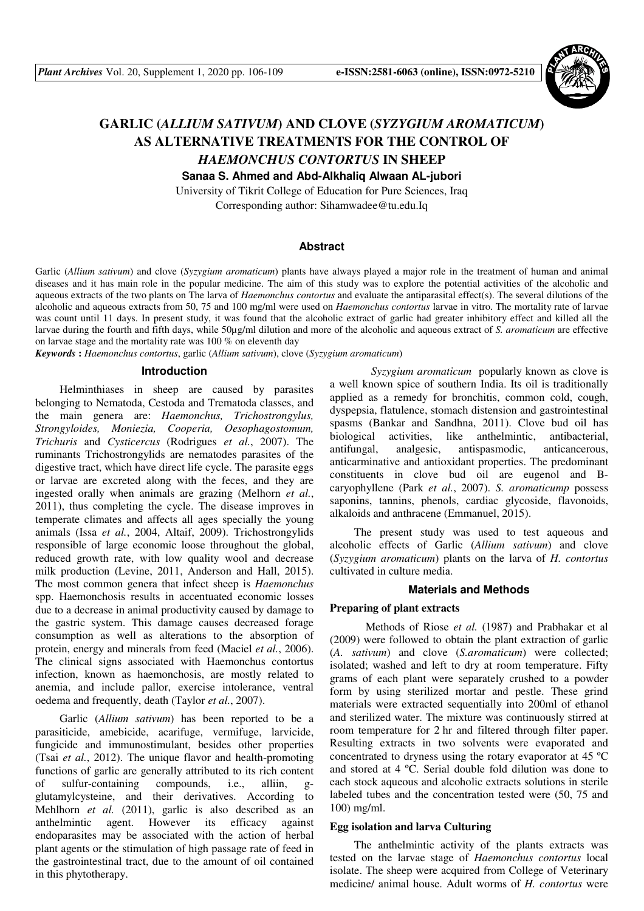# GARLIC (*ALLIUM SATIVUM*) AND CLOVE (*SYZYGIUM AROMATICUM*) AS ALTERNATIVE TREATMENTS FOR THE CONTROL OF *HAEMONCHUS CONTORTUS* IN SHEEP

**Sanaa S. Ahmed and Abd-Alkhaliq Alwaan AL-jubori**

University of Tikrit College of Education for Pure Sciences, Iraq

Corresponding author: Sihamwadee@tu.edu.Iq

## Abstract

Garlic (*Allium sativum*) and clove (*Syzygium aromaticum*) plants have always played a major role in the treatment of human and animal diseases and it has main role in the popular medicine. The aim of this study was to explore the potential activities of the alcoholic and aqueous extracts of the two plants on The larva of *Haemonchus contortus* and evaluate the antiparasital effect(s). The several dilutions of the alcoholic and aqueous extracts from 50, 75 and 100 mg/ml were used on *Haemonchus contortus* larvae in vitro. The mortality rate of larvae was count until 11 days. In present study, it was found that the alcoholic extract of garlic had greater inhibitory effect and killed all the larvae during the fourth and fifth days, while 50µg/ml dilution and more of the alcoholic and aqueous extract of *S. aromaticum* are effective on larvae stage and the mortality rate was 100 % on eleventh day

***Keywords*** **:** *Haemonchus contortus*, garlic (*Allium sativum*), clove (*Syzygium aromaticum*)

## Introduction

Helminthiases in sheep are caused by parasites belonging to Nematoda, Cestoda and Trematoda classes, and the main genera are: *Haemonchus, Trichostrongylus, Strongyloides, Moniezia, Cooperia, Oesophagostomum, Trichuris* and *Cysticercus* (Rodrigues *et al.*, 2007). The ruminants Trichostrongylids are nematodes parasites of the digestive tract, which have direct life cycle. The parasite eggs or larvae are excreted along with the feces, and they are ingested orally when animals are grazing (Melhorn *et al.*, 2011), thus completing the cycle. The disease improves in temperate climates and affects all ages specially the young animals (Issa *et al.*, 2004, Altaif, 2009). Trichostrongylids responsible of large economic loose throughout the global, reduced growth rate, with low quality wool and decrease milk production (Levine, 2011, Anderson and Hall, 2015). The most common genera that infect sheep is *Haemonchus* spp. Haemonchosis results in accentuated economic losses due to a decrease in animal productivity caused by damage to the gastric system. This damage causes decreased forage consumption as well as alterations to the absorption of protein, energy and minerals from feed (Maciel *et al.*, 2006). The clinical signs associated with Haemonchus contortus infection, known as haemonchosis, are mostly related to anemia, and include pallor, exercise intolerance, ventral oedema and frequently, death (Taylor *et al.*, 2007).

Garlic (*Allium sativum*) has been reported to be a parasiticide, amebicide, acarifuge, vermifuge, larvicide, fungicide and immunostimulant, besides other properties (Tsai *et al.*, 2012). The unique flavor and health-promoting functions of garlic are generally attributed to its rich content of sulfur-containing compounds, i.e., alliin, g-glutamylcysteine, and their derivatives. According to Mehlhorn *et al.* (2011), garlic is also described as an anthelmintic agent. However its efficacy against endoparasites may be associated with the action of herbal plant agents or the stimulation of high passage rate of feed in the gastrointestinal tract, due to the amount of oil contained in this phytotherapy.

*Syzygium aromaticum* popularly known as clove is a well known spice of southern India. Its oil is traditionally applied as a remedy for bronchitis, common cold, cough, dyspepsia, flatulence, stomach distension and gastrointestinal spasms (Bankar and Sandhna, 2011). Clove bud oil has biological activities, like anthelmintic, antibacterial, antifungal, analgesic, antispasmodic, anticancerous, anticarminative and antioxidant properties. The predominant constituents in clove bud oil are eugenol and B-caryophyllene (Park *et al.*, 2007). *S. aromaticump* possess saponins, tannins, phenols, cardiac glycoside, flavonoids, alkaloids and anthracene (Emmanuel, 2015).

The present study was used to test aqueous and alcoholic effects of Garlic (*Allium sativum*) and clove (*Syzygium aromaticum*) plants on the larva of *H. contortus* cultivated in culture media.

## Materials and Methods

### Preparing of plant extracts

Methods of Riose *et al.* (1987) and Prabhakar et al (2009) were followed to obtain the plant extraction of garlic (*A. sativum*) and clove (*S.aromaticum*) were collected; isolated; washed and left to dry at room temperature. Fifty grams of each plant were separately crushed to a powder form by using sterilized mortar and pestle. These grind materials were extracted sequentially into 200ml of ethanol and sterilized water. The mixture was continuously stirred at room temperature for 2 hr and filtered through filter paper. Resulting extracts in two solvents were evaporated and concentrated to dryness using the rotary evaporator at 45 ºC and stored at 4 ºC. Serial double fold dilution was done to each stock aqueous and alcoholic extracts solutions in sterile labeled tubes and the concentration tested were (50, 75 and 100) mg/ml.

### Egg isolation and larva Culturing

The anthelmintic activity of the plants extracts was tested on the larvae stage of *Haemonchus contortus* local isolate. The sheep were acquired from College of Veterinary medicine/ animal house. Adult worms of *H. contortus* were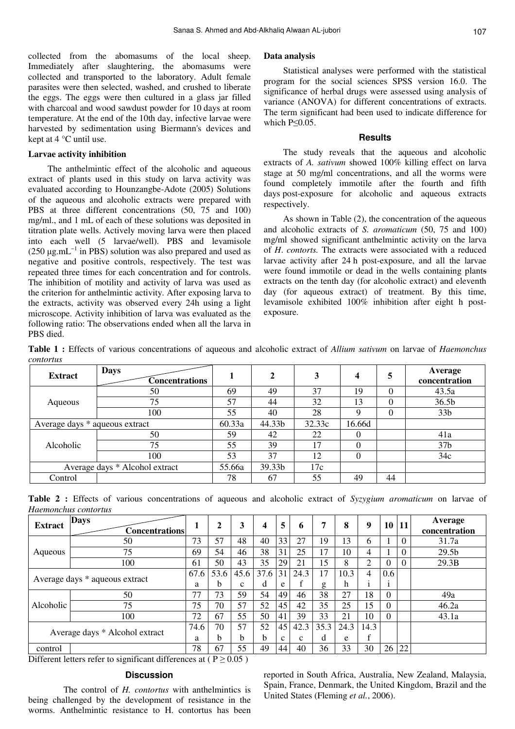collected from the abomasums of the local sheep. Immediately after slaughtering, the abomasums were collected and transported to the laboratory. Adult female parasites were then selected, washed, and crushed to liberate the eggs. The eggs were then cultured in a glass jar filled with charcoal and wood sawdust powder for 10 days at room temperature. At the end of the 10th day, infective larvae were harvested by sedimentation using Biermann's devices and kept at 4 °C until use.

### Larvae activity inhibition

The anthelmintic effect of the alcoholic and aqueous extract of plants used in this study on larva activity was evaluated according to Hounzangbe-Adote (2005) Solutions of the aqueous and alcoholic extracts were prepared with PBS at three different concentrations (50, 75 and 100) mg/ml., and 1 mL of each of these solutions was deposited in titration plate wells. Actively moving larva were then placed into each well (5 larvae/well). PBS and levamisole (250 $\mu g.mL^{-1}$ in PBS) solution was also prepared and used as negative and positive controls, respectively. The test was repeated three times for each concentration and for controls. The inhibition of motility and activity of larva was used as the criterion for anthelmintic activity. After exposing larva to the extracts, activity was observed every 24h using a light microscope. Activity inhibition of larva was evaluated as the following ratio: The observations ended when all the larva in PBS died.

### Data analysis

Statistical analyses were performed with the statistical program for the social sciences SPSS version 16.0. The significance of herbal drugs were assessed using analysis of variance (ANOVA) for different concentrations of extracts. The term significant had been used to indicate difference for which P≤0.05.

## Results

The study reveals that the aqueous and alcoholic extracts of *A. sativum* showed 100% killing effect on larva stage at 50 mg/ml concentrations, and all the worms were found completely immotile after the fourth and fifth days post-exposure for alcoholic and aqueous extracts respectively.

As shown in Table (2), the concentration of the aqueous and alcoholic extracts of *S. aromaticum* (50, 75 and 100) mg/ml showed significant anthelmintic activity on the larva of *H. contorts.* The extracts were associated with a reduced larvae activity after 24 h post-exposure, and all the larvae were found immotile or dead in the wells containing plants extracts on the tenth day (for alcoholic extract) and eleventh day (for aqueous extract) of treatment. By this time, levamisole exhibited 100% inhibition after eight h post-exposure.

**Table 1 :** Effects of various concentrations of aqueous and alcoholic extract of *Allium sativum* on larvae of *Haemonchus contortus*

| Extract | Days / Concentrations | 1 | 2 | 3 | 4 | 5 | Average concentration |
|---|---|---|---|---|---|---|---|
| Aqueous | 50 | 69 | 49 | 37 | 19 | 0 | 43.5a |
| | 75 | 57 | 44 | 32 | 13 | 0 | 36.5b |
| | 100 | 55 | 40 | 28 | 9 | 0 | 33b |
| Average days * aqueous extract | | 60.33a | 44.33b | 32.33c | 16.66d | | |
| Alcoholic | 50 | 59 | 42 | 22 | 0 | | 41a |
| | 75 | 55 | 39 | 17 | 0 | | 37b |
| | 100 | 53 | 37 | 12 | 0 | | 34c |
| Average days * Alcohol extract | | 55.66a | 39.33b | 17c | | | |
| Control | | 78 | 67 | 55 | 49 | 44 | |

**Table 2 :** Effects of various concentrations of aqueous and alcoholic extract of *Syzygium aromaticum* on larvae of *Haemonchus contortus*

| Extract | Days / Concentrations | 1 | 2 | 3 | 4 | 5 | 6 | 7 | 8 | 9 | 10 | 11 | Average concentration |
|---|---|---|---|---|---|---|---|---|---|---|---|---|---|
| Aqueous | 50 | 73 | 57 | 48 | 40 | 33 | 27 | 19 | 13 | 6 | 1 | 0 | 31.7a |
| | 75 | 69 | 54 | 46 | 38 | 31 | 25 | 17 | 10 | 4 | 1 | 0 | 29.5b |
| | 100 | 61 | 50 | 43 | 35 | 29 | 21 | 15 | 8 | 2 | 0 | 0 | 29.3B |
| Average days * aqueous extract | | 67.6 a | 53.6 b | 45.6 c | 37.6 d | 31 e | 24.3 f | 17 g | 10.3 h | 4 i | 0.6 i | | |
| Alcoholic | 50 | 77 | 73 | 59 | 54 | 49 | 46 | 38 | 27 | 18 | 0 | | 49a |
| | 75 | 75 | 70 | 57 | 52 | 45 | 42 | 35 | 25 | 15 | 0 | | 46.2a |
| | 100 | 72 | 67 | 55 | 50 | 41 | 39 | 33 | 21 | 10 | 0 | | 43.1a |
| Average days * Alcohol extract | | 74.6 a | 70 b | 57 b | 52 b | 45 c | 42.3 c | 35.3 d | 24.3 e | 14.3 f | | | |
| control | | 78 | 67 | 55 | 49 | 44 | 40 | 36 | 33 | 30 | 26 | 22 | |

Different letters refer to significant differences at ( P ≥ 0.05 )

## Discussion

The control of *H. contortus* with anthelmintics is being challenged by the development of resistance in the worms. Anthelmintic resistance to H. contortus has been reported in South Africa, Australia, New Zealand, Malaysia, Spain, France, Denmark, the United Kingdom, Brazil and the United States (Fleming *et al.*, 2006).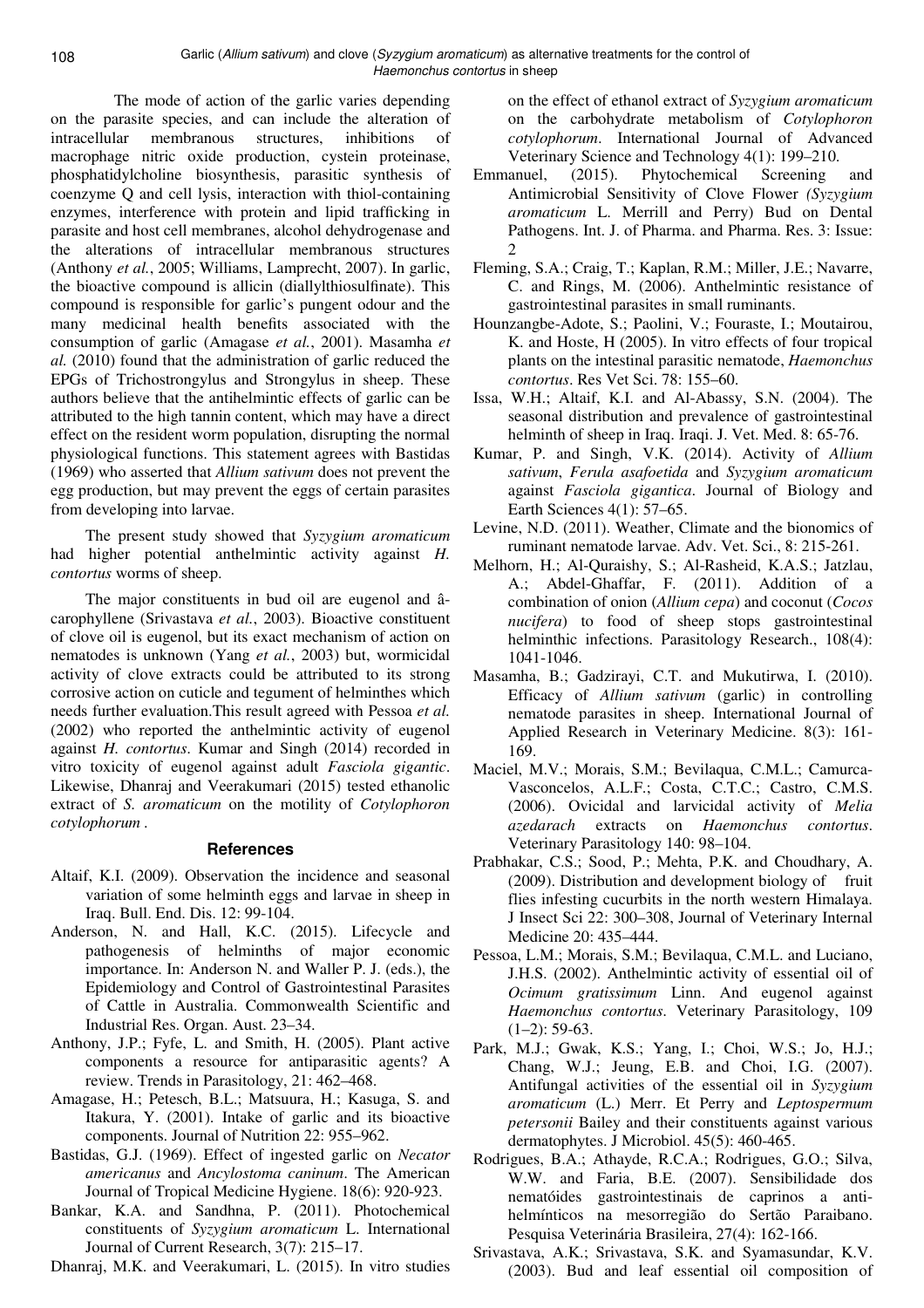The mode of action of the garlic varies depending on the parasite species, and can include the alteration of intracellular membranous structures, inhibitions of macrophage nitric oxide production, cystein proteinase, phosphatidylcholine biosynthesis, parasitic synthesis of coenzyme Q and cell lysis, interaction with thiol-containing enzymes, interference with protein and lipid trafficking in parasite and host cell membranes, alcohol dehydrogenase and the alterations of intracellular membranous structures (Anthony *et al.*, 2005; Williams, Lamprecht, 2007). In garlic, the bioactive compound is allicin (diallylthiosulfinate). This compound is responsible for garlic's pungent odour and the many medicinal health benefits associated with the consumption of garlic (Amagase *et al.*, 2001). Masamha *et al.* (2010) found that the administration of garlic reduced the EPGs of Trichostrongylus and Strongylus in sheep. These authors believe that the antihelmintic effects of garlic can be attributed to the high tannin content, which may have a direct effect on the resident worm population, disrupting the normal physiological functions. This statement agrees with Bastidas (1969) who asserted that *Allium sativum* does not prevent the egg production, but may prevent the eggs of certain parasites from developing into larvae.

The present study showed that *Syzygium aromaticum* had higher potential anthelmintic activity against *H. contortus* worms of sheep.

The major constituents in bud oil are eugenol and â-carophyllene (Srivastava *et al.*, 2003). Bioactive constituent of clove oil is eugenol, but its exact mechanism of action on nematodes is unknown (Yang *et al.*, 2003) but, wormicidal activity of clove extracts could be attributed to its strong corrosive action on cuticle and tegument of helminthes which needs further evaluation.This result agreed with Pessoa *et al.* (2002) who reported the anthelmintic activity of eugenol against *H. contortus*. Kumar and Singh (2014) recorded in vitro toxicity of eugenol against adult *Fasciola gigantic*. Likewise, Dhanraj and Veerakumari (2015) tested ethanolic extract of *S. aromaticum* on the motility of *Cotylophoron cotylophorum* .

## References

Altaif, K.I. (2009). Observation the incidence and seasonal variation of some helminth eggs and larvae in sheep in Iraq. Bull. End. Dis. 12: 99-104.

Anderson, N. and Hall, K.C. (2015). Lifecycle and pathogenesis of helminths of major economic importance. In: Anderson N. and Waller P. J. (eds.), the Epidemiology and Control of Gastrointestinal Parasites of Cattle in Australia. Commonwealth Scientific and Industrial Res. Organ. Aust. 23–34.

Anthony, J.P.; Fyfe, L. and Smith, H. (2005). Plant active components a resource for antiparasitic agents? A review. Trends in Parasitology, 21: 462–468.

Amagase, H.; Petesch, B.L.; Matsuura, H.; Kasuga, S. and Itakura, Y. (2001). Intake of garlic and its bioactive components. Journal of Nutrition 22: 955–962.

Bastidas, G.J. (1969). Effect of ingested garlic on *Necator americanus* and *Ancylostoma caninum*. The American Journal of Tropical Medicine Hygiene. 18(6): 920-923.

Bankar, K.A. and Sandhna, P. (2011). Photochemical constituents of *Syzygium aromaticum* L. International Journal of Current Research, 3(7): 215–17.

Dhanraj, M.K. and Veerakumari, L. (2015). In vitro studies on the effect of ethanol extract of *Syzygium aromaticum* on the carbohydrate metabolism of *Cotylophoron cotylophorum*. International Journal of Advanced Veterinary Science and Technology 4(1): 199–210.

Emmanuel, (2015). Phytochemical Screening and Antimicrobial Sensitivity of Clove Flower *(Syzygium aromaticum* L. Merrill and Perry) Bud on Dental Pathogens. Int. J. of Pharma. and Pharma. Res. 3: Issue: 2

Fleming, S.A.; Craig, T.; Kaplan, R.M.; Miller, J.E.; Navarre, C. and Rings, M. (2006). Anthelmintic resistance of gastrointestinal parasites in small ruminants.

Hounzangbe-Adote, S.; Paolini, V.; Fouraste, I.; Moutairou, K. and Hoste, H (2005). In vitro effects of four tropical plants on the intestinal parasitic nematode, *Haemonchus contortus*. Res Vet Sci. 78: 155–60.

Issa, W.H.; Altaif, K.I. and Al-Abassy, S.N. (2004). The seasonal distribution and prevalence of gastrointestinal helminth of sheep in Iraq. Iraqi. J. Vet. Med. 8: 65-76.

Kumar, P. and Singh, V.K. (2014). Activity of *Allium sativum*, *Ferula asafoetida* and *Syzygium aromaticum* against *Fasciola gigantica*. Journal of Biology and Earth Sciences 4(1): 57–65.

Levine, N.D. (2011). Weather, Climate and the bionomics of ruminant nematode larvae. Adv. Vet. Sci., 8: 215-261.

Melhorn, H.; Al-Quraishy, S.; Al-Rasheid, K.A.S.; Jatzlau, A.; Abdel-Ghaffar, F. (2011). Addition of a combination of onion (*Allium cepa*) and coconut (*Cocos nucifera*) to food of sheep stops gastrointestinal helminthic infections. Parasitology Research., 108(4): 1041-1046.

Masamha, B.; Gadzirayi, C.T. and Mukutirwa, I. (2010). Efficacy of *Allium sativum* (garlic) in controlling nematode parasites in sheep. International Journal of Applied Research in Veterinary Medicine. 8(3): 161-169.

Maciel, M.V.; Morais, S.M.; Bevilaqua, C.M.L.; Camurca-Vasconcelos, A.L.F.; Costa, C.T.C.; Castro, C.M.S. (2006). Ovicidal and larvicidal activity of *Melia azedarach* extracts on *Haemonchus contortus*. Veterinary Parasitology 140: 98–104.

Prabhakar, C.S.; Sood, P.; Mehta, P.K. and Choudhary, A. (2009). Distribution and development biology of fruit flies infesting cucurbits in the north western Himalaya. J Insect Sci 22: 300–308, Journal of Veterinary Internal Medicine 20: 435–444.

Pessoa, L.M.; Morais, S.M.; Bevilaqua, C.M.L. and Luciano, J.H.S. (2002). Anthelmintic activity of essential oil of *Ocimum gratissimum* Linn. And eugenol against *Haemonchus contortus*. Veterinary Parasitology, 109 (1–2): 59-63.

Park, M.J.; Gwak, K.S.; Yang, I.; Choi, W.S.; Jo, H.J.; Chang, W.J.; Jeung, E.B. and Choi, I.G. (2007). Antifungal activities of the essential oil in *Syzygium aromaticum* (L.) Merr. Et Perry and *Leptospermum petersonii* Bailey and their constituents against various dermatophytes. J Microbiol. 45(5): 460-465.

Rodrigues, B.A.; Athayde, R.C.A.; Rodrigues, G.O.; Silva, W.W. and Faria, B.E. (2007). Sensibilidade dos nematóides gastrointestinais de caprinos a anti-helmínticos na mesorregião do Sertão Paraibano. Pesquisa Veterinária Brasileira, 27(4): 162-166.

Srivastava, A.K.; Srivastava, S.K. and Syamasundar, K.V. (2003). Bud and leaf essential oil composition of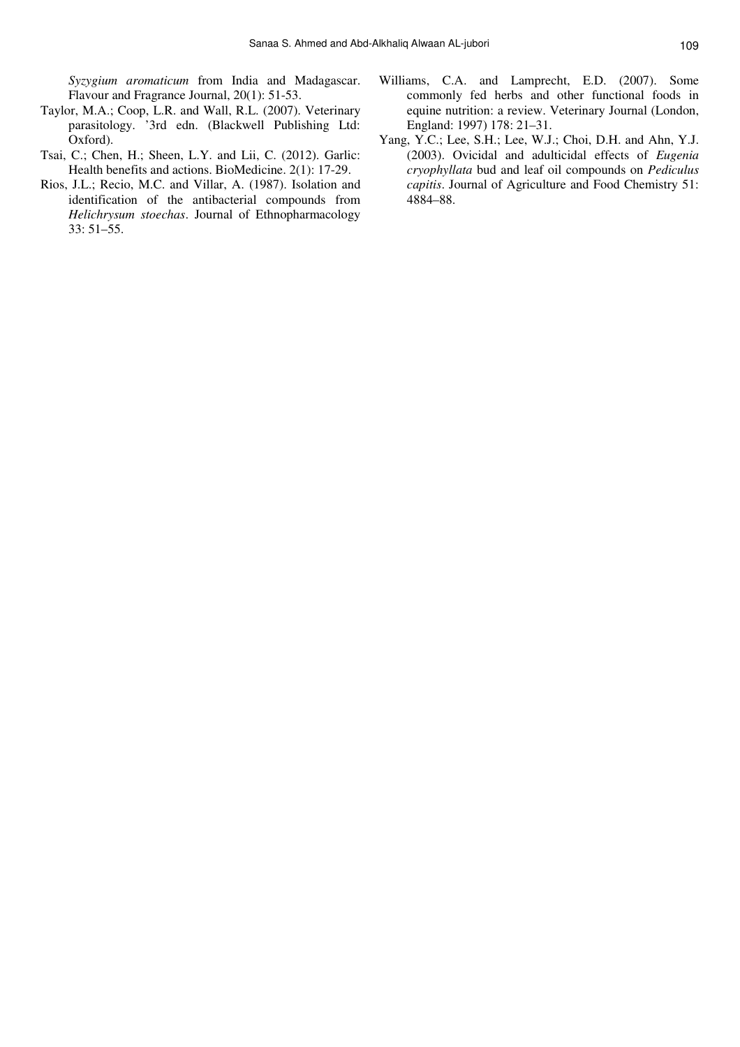*Syzygium aromaticum* from India and Madagascar. Flavour and Fragrance Journal, 20(1): 51-53.

Taylor, M.A.; Coop, L.R. and Wall, R.L. (2007). Veterinary parasitology. '3rd edn. (Blackwell Publishing Ltd: Oxford).

Tsai, C.; Chen, H.; Sheen, L.Y. and Lii, C. (2012). Garlic: Health benefits and actions. BioMedicine. 2(1): 17-29.

Rios, J.L.; Recio, M.C. and Villar, A. (1987). Isolation and identification of the antibacterial compounds from *Helichrysum stoechas*. Journal of Ethnopharmacology 33: 51–55.

Williams, C.A. and Lamprecht, E.D. (2007). Some commonly fed herbs and other functional foods in equine nutrition: a review. Veterinary Journal (London, England: 1997) 178: 21–31.

Yang, Y.C.; Lee, S.H.; Lee, W.J.; Choi, D.H. and Ahn, Y.J. (2003). Ovicidal and adulticidal effects of *Eugenia cryophyllata* bud and leaf oil compounds on *Pediculus capitis*. Journal of Agriculture and Food Chemistry 51: 4884–88.